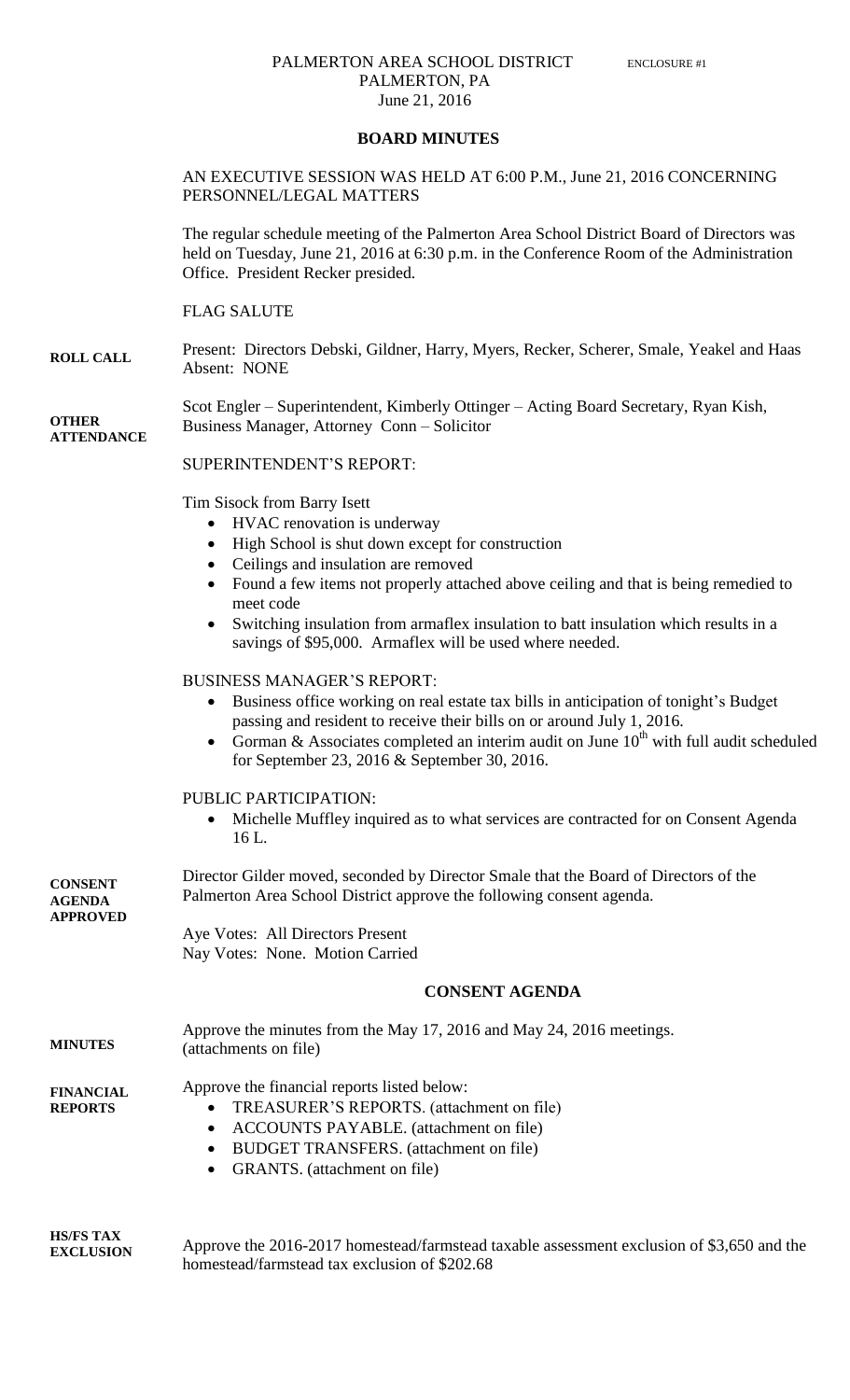PALMERTON AREA SCHOOL DISTRICT
PALMERTON, PA
June 21, 2016

ENCLOSURE #1

## BOARD MINUTES

AN EXECUTIVE SESSION WAS HELD AT 6:00 P.M., June 21, 2016 CONCERNING PERSONNEL/LEGAL MATTERS

The regular schedule meeting of the Palmerton Area School District Board of Directors was held on Tuesday, June 21, 2016 at 6:30 p.m. in the Conference Room of the Administration Office. President Recker presided.

FLAG SALUTE

**ROLL CALL**

Present: Directors Debski, Gildner, Harry, Myers, Recker, Scherer, Smale, Yeakel and Haas
Absent: NONE

**OTHER ATTENDANCE**

Scot Engler – Superintendent, Kimberly Ottinger – Acting Board Secretary, Ryan Kish, Business Manager, Attorney Conn – Solicitor

SUPERINTENDENT'S REPORT:

Tim Sisock from Barry Isett

- HVAC renovation is underway
- High School is shut down except for construction
- Ceilings and insulation are removed
- Found a few items not properly attached above ceiling and that is being remedied to meet code
- Switching insulation from armaflex insulation to batt insulation which results in a savings of $95,000. Armaflex will be used where needed.

BUSINESS MANAGER'S REPORT:

- Business office working on real estate tax bills in anticipation of tonight's Budget passing and resident to receive their bills on or around July 1, 2016.
- Gorman & Associates completed an interim audit on June 10th with full audit scheduled for September 23, 2016 & September 30, 2016.

PUBLIC PARTICIPATION:

- Michelle Muffley inquired as to what services are contracted for on Consent Agenda 16 L.

**CONSENT AGENDA APPROVED**

Director Gilder moved, seconded by Director Smale that the Board of Directors of the Palmerton Area School District approve the following consent agenda.

Aye Votes: All Directors Present
Nay Votes: None. Motion Carried

## CONSENT AGENDA

**MINUTES**

Approve the minutes from the May 17, 2016 and May 24, 2016 meetings. (attachments on file)

**FINANCIAL REPORTS**

Approve the financial reports listed below:

- TREASURER'S REPORTS. (attachment on file)
- ACCOUNTS PAYABLE. (attachment on file)
- BUDGET TRANSFERS. (attachment on file)
- GRANTS. (attachment on file)

**HS/FS TAX EXCLUSION**

Approve the 2016-2017 homestead/farmstead taxable assessment exclusion of $3,650 and the homestead/farmstead tax exclusion of $202.68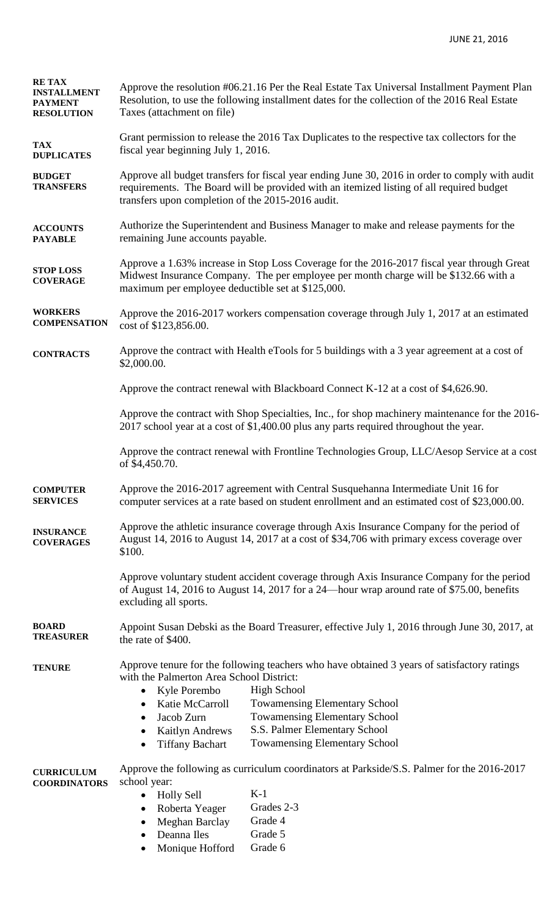**RE TAX INSTALLMENT PAYMENT RESOLUTION**

Approve the resolution #06.21.16 Per the Real Estate Tax Universal Installment Payment Plan Resolution, to use the following installment dates for the collection of the 2016 Real Estate Taxes (attachment on file)

**TAX DUPLICATES**

Grant permission to release the 2016 Tax Duplicates to the respective tax collectors for the fiscal year beginning July 1, 2016.

**BUDGET TRANSFERS**

Approve all budget transfers for fiscal year ending June 30, 2016 in order to comply with audit requirements. The Board will be provided with an itemized listing of all required budget transfers upon completion of the 2015-2016 audit.

**ACCOUNTS PAYABLE**

Authorize the Superintendent and Business Manager to make and release payments for the remaining June accounts payable.

**STOP LOSS COVERAGE**

Approve a 1.63% increase in Stop Loss Coverage for the 2016-2017 fiscal year through Great Midwest Insurance Company. The per employee per month charge will be $132.66 with a maximum per employee deductible set at $125,000.

**WORKERS COMPENSATION**

Approve the 2016-2017 workers compensation coverage through July 1, 2017 at an estimated cost of $123,856.00.

**CONTRACTS**

Approve the contract with Health eTools for 5 buildings with a 3 year agreement at a cost of $2,000.00.

Approve the contract renewal with Blackboard Connect K-12 at a cost of $4,626.90.

Approve the contract with Shop Specialties, Inc., for shop machinery maintenance for the 2016-2017 school year at a cost of $1,400.00 plus any parts required throughout the year.

Approve the contract renewal with Frontline Technologies Group, LLC/Aesop Service at a cost of $4,450.70.

**COMPUTER SERVICES**

Approve the 2016-2017 agreement with Central Susquehanna Intermediate Unit 16 for computer services at a rate based on student enrollment and an estimated cost of $23,000.00.

**INSURANCE COVERAGES**

Approve the athletic insurance coverage through Axis Insurance Company for the period of August 14, 2016 to August 14, 2017 at a cost of $34,706 with primary excess coverage over $100.

Approve voluntary student accident coverage through Axis Insurance Company for the period of August 14, 2016 to August 14, 2017 for a 24—hour wrap around rate of $75.00, benefits excluding all sports.

**BOARD TREASURER**

Appoint Susan Debski as the Board Treasurer, effective July 1, 2016 through June 30, 2017, at the rate of $400.

**TENURE**

Approve tenure for the following teachers who have obtained 3 years of satisfactory ratings with the Palmerton Area School District:

- Kyle Porembo — High School
- Katie McCarroll — Towamensing Elementary School
- Jacob Zurn — Towamensing Elementary School
- Kaitlyn Andrews — S.S. Palmer Elementary School
- Tiffany Bachart — Towamensing Elementary School

**CURRICULUM COORDINATORS**

Approve the following as curriculum coordinators at Parkside/S.S. Palmer for the 2016-2017 school year:

- Holly Sell — K-1
- Roberta Yeager — Grades 2-3
- Meghan Barclay — Grade 4
- Deanna Iles — Grade 5
- Monique Hofford — Grade 6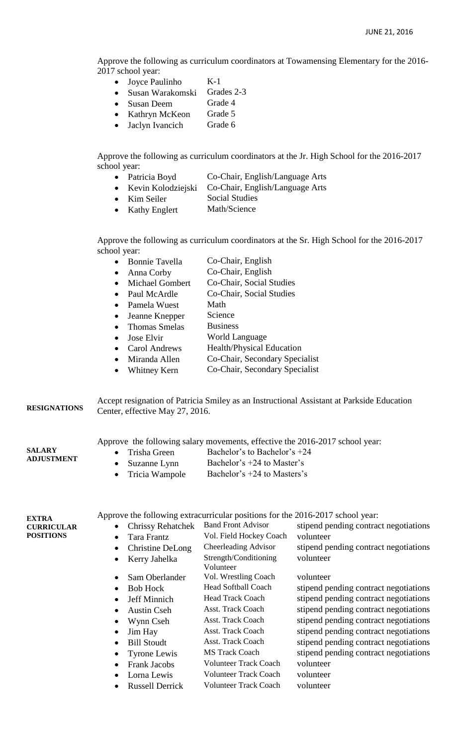Approve the following as curriculum coordinators at Towamensing Elementary for the 2016-2017 school year:

- Joyce Paulinho K-1
- Susan Warakomski Grades 2-3
- Susan Deem Grade 4
- Kathryn McKeon Grade 5
- Jaclyn Ivancich Grade 6

Approve the following as curriculum coordinators at the Jr. High School for the 2016-2017 school year:

- Patricia Boyd Co-Chair, English/Language Arts
- Kevin Kolodziejski Co-Chair, English/Language Arts
- Kim Seiler Social Studies
- Kathy Englert Math/Science

Approve the following as curriculum coordinators at the Sr. High School for the 2016-2017 school year:

- Bonnie Tavella Co-Chair, English
- Anna Corby Co-Chair, English
- Michael Gombert Co-Chair, Social Studies
- Paul McArdle Co-Chair, Social Studies
- Pamela Wuest Math
- Jeanne Knepper Science
- Thomas Smelas Business
- Jose Elvir World Language
- Carol Andrews Health/Physical Education
- Miranda Allen Co-Chair, Secondary Specialist
- Whitney Kern Co-Chair, Secondary Specialist

**RESIGNATIONS**

Accept resignation of Patricia Smiley as an Instructional Assistant at Parkside Education Center, effective May 27, 2016.

**SALARY ADJUSTMENT**

Approve the following salary movements, effective the 2016-2017 school year:

- Trisha Green Bachelor's to Bachelor's +24
- Suzanne Lynn Bachelor's +24 to Master's
- Tricia Wampole Bachelor's +24 to Masters's

**EXTRA CURRICULAR POSITIONS**

Approve the following extracurricular positions for the 2016-2017 school year:

- Chrissy Rehatchek Band Front Advisor stipend pending contract negotiations
- Tara Frantz Vol. Field Hockey Coach volunteer
- Christine DeLong Cheerleading Advisor stipend pending contract negotiations
- Kerry Jahelka Strength/Conditioning Volunteer volunteer
- Sam Oberlander Vol. Wrestling Coach volunteer
- Bob Hock Head Softball Coach stipend pending contract negotiations
- Jeff Minnich Head Track Coach stipend pending contract negotiations
- Austin Cseh Asst. Track Coach stipend pending contract negotiations
- Wynn Cseh Asst. Track Coach stipend pending contract negotiations
- Jim Hay Asst. Track Coach stipend pending contract negotiations
- Bill Stoudt Asst. Track Coach stipend pending contract negotiations
- Tyrone Lewis MS Track Coach stipend pending contract negotiations
- Frank Jacobs Volunteer Track Coach volunteer
- Lorna Lewis Volunteer Track Coach volunteer
- Russell Derrick Volunteer Track Coach volunteer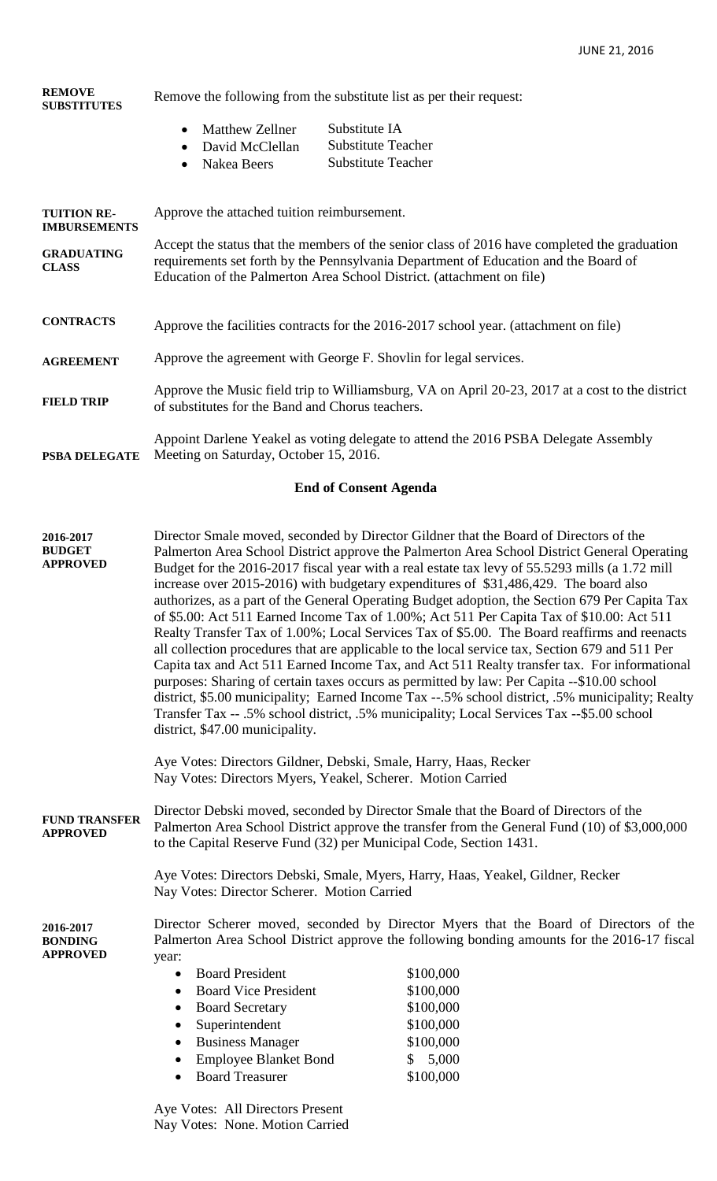**REMOVE SUBSTITUTES** Remove the following from the substitute list as per their request:

- Matthew Zellner — Substitute IA
- David McClellan — Substitute Teacher
- Nakea Beers — Substitute Teacher

**TUITION RE-IMBURSEMENTS** Approve the attached tuition reimbursement.

**GRADUATING CLASS** Accept the status that the members of the senior class of 2016 have completed the graduation requirements set forth by the Pennsylvania Department of Education and the Board of Education of the Palmerton Area School District. (attachment on file)

**CONTRACTS** Approve the facilities contracts for the 2016-2017 school year. (attachment on file)

**AGREEMENT** Approve the agreement with George F. Shovlin for legal services.

**FIELD TRIP** Approve the Music field trip to Williamsburg, VA on April 20-23, 2017 at a cost to the district of substitutes for the Band and Chorus teachers.

**PSBA DELEGATE** Appoint Darlene Yeakel as voting delegate to attend the 2016 PSBA Delegate Assembly Meeting on Saturday, October 15, 2016.

## End of Consent Agenda

**2016-2017 BUDGET APPROVED** Director Smale moved, seconded by Director Gildner that the Board of Directors of the Palmerton Area School District approve the Palmerton Area School District General Operating Budget for the 2016-2017 fiscal year with a real estate tax levy of 55.5293 mills (a 1.72 mill increase over 2015-2016) with budgetary expenditures of $31,486,429. The board also authorizes, as a part of the General Operating Budget adoption, the Section 679 Per Capita Tax of $5.00: Act 511 Earned Income Tax of 1.00%; Act 511 Per Capita Tax of $10.00: Act 511 Realty Transfer Tax of 1.00%; Local Services Tax of $5.00. The Board reaffirms and reenacts all collection procedures that are applicable to the local service tax, Section 679 and 511 Per Capita tax and Act 511 Earned Income Tax, and Act 511 Realty transfer tax. For informational purposes: Sharing of certain taxes occurs as permitted by law: Per Capita --$10.00 school district, $5.00 municipality; Earned Income Tax --.5% school district, .5% municipality; Realty Transfer Tax -- .5% school district, .5% municipality; Local Services Tax --$5.00 school district, $47.00 municipality.

Aye Votes: Directors Gildner, Debski, Smale, Harry, Haas, Recker
Nay Votes: Directors Myers, Yeakel, Scherer. Motion Carried

**FUND TRANSFER APPROVED** Director Debski moved, seconded by Director Smale that the Board of Directors of the Palmerton Area School District approve the transfer from the General Fund (10) of $3,000,000 to the Capital Reserve Fund (32) per Municipal Code, Section 1431.

Aye Votes: Directors Debski, Smale, Myers, Harry, Haas, Yeakel, Gildner, Recker
Nay Votes: Director Scherer. Motion Carried

**2016-2017 BONDING APPROVED** Director Scherer moved, seconded by Director Myers that the Board of Directors of the Palmerton Area School District approve the following bonding amounts for the 2016-17 fiscal year:

- Board President — $100,000
- Board Vice President — $100,000
- Board Secretary — $100,000
- Superintendent — $100,000
- Business Manager — $100,000
- Employee Blanket Bond — $ 5,000
- Board Treasurer — $100,000

Aye Votes: All Directors Present
Nay Votes: None. Motion Carried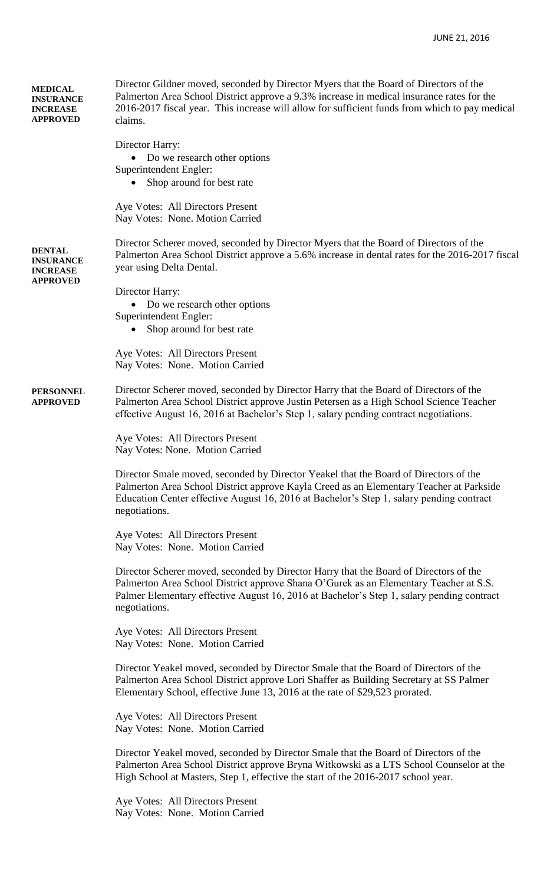**MEDICAL INSURANCE INCREASE APPROVED**

Director Gildner moved, seconded by Director Myers that the Board of Directors of the Palmerton Area School District approve a 9.3% increase in medical insurance rates for the 2016-2017 fiscal year. This increase will allow for sufficient funds from which to pay medical claims.

Director Harry:
- Do we research other options

Superintendent Engler:
- Shop around for best rate

Aye Votes: All Directors Present
Nay Votes: None. Motion Carried

**DENTAL INSURANCE INCREASE APPROVED**

Director Scherer moved, seconded by Director Myers that the Board of Directors of the Palmerton Area School District approve a 5.6% increase in dental rates for the 2016-2017 fiscal year using Delta Dental.

Director Harry:
- Do we research other options

Superintendent Engler:
- Shop around for best rate

Aye Votes: All Directors Present
Nay Votes: None. Motion Carried

**PERSONNEL APPROVED**

Director Scherer moved, seconded by Director Harry that the Board of Directors of the Palmerton Area School District approve Justin Petersen as a High School Science Teacher effective August 16, 2016 at Bachelor's Step 1, salary pending contract negotiations.

Aye Votes: All Directors Present
Nay Votes: None. Motion Carried

Director Smale moved, seconded by Director Yeakel that the Board of Directors of the Palmerton Area School District approve Kayla Creed as an Elementary Teacher at Parkside Education Center effective August 16, 2016 at Bachelor's Step 1, salary pending contract negotiations.

Aye Votes: All Directors Present
Nay Votes: None. Motion Carried

Director Scherer moved, seconded by Director Harry that the Board of Directors of the Palmerton Area School District approve Shana O'Gurek as an Elementary Teacher at S.S. Palmer Elementary effective August 16, 2016 at Bachelor's Step 1, salary pending contract negotiations.

Aye Votes: All Directors Present
Nay Votes: None. Motion Carried

Director Yeakel moved, seconded by Director Smale that the Board of Directors of the Palmerton Area School District approve Lori Shaffer as Building Secretary at SS Palmer Elementary School, effective June 13, 2016 at the rate of $29,523 prorated.

Aye Votes: All Directors Present
Nay Votes: None. Motion Carried

Director Yeakel moved, seconded by Director Smale that the Board of Directors of the Palmerton Area School District approve Bryna Witkowski as a LTS School Counselor at the High School at Masters, Step 1, effective the start of the 2016-2017 school year.

Aye Votes: All Directors Present
Nay Votes: None. Motion Carried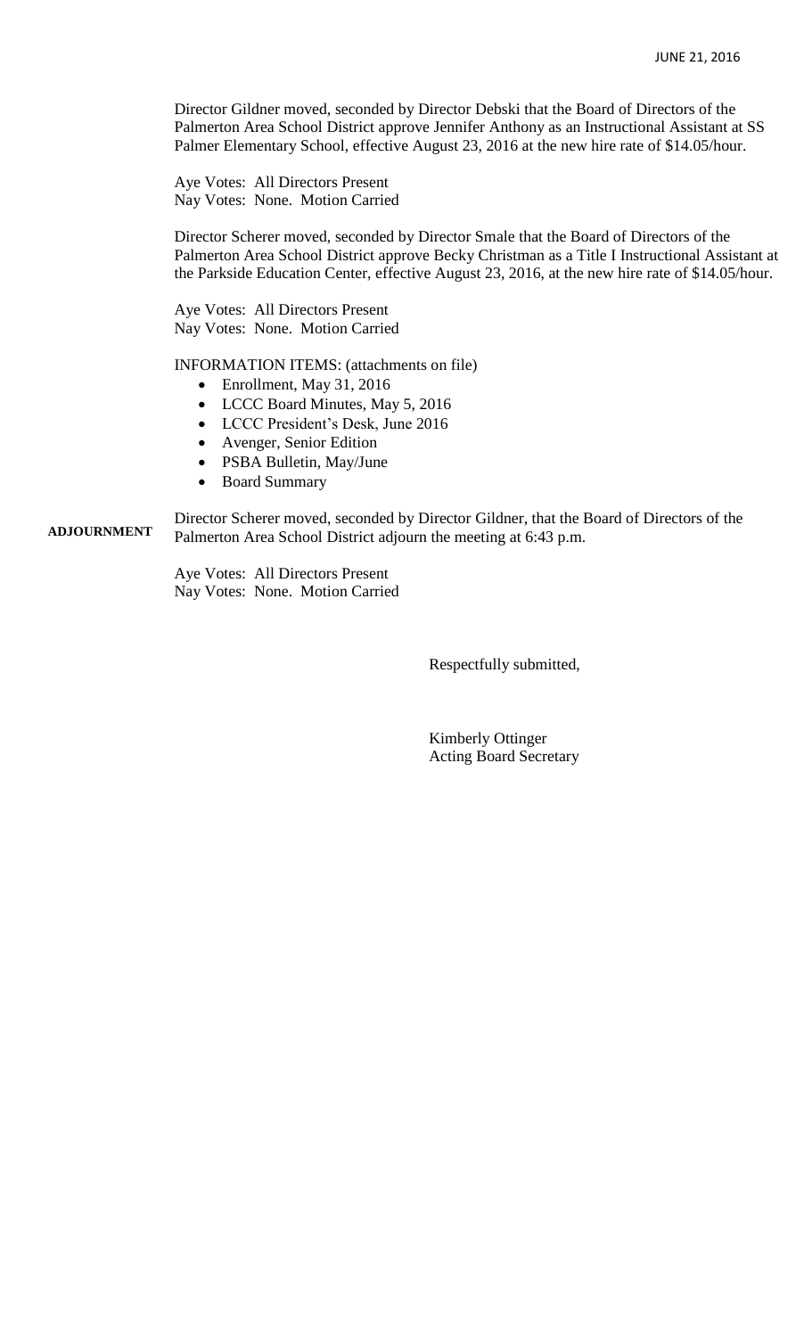Director Gildner moved, seconded by Director Debski that the Board of Directors of the Palmerton Area School District approve Jennifer Anthony as an Instructional Assistant at SS Palmer Elementary School, effective August 23, 2016 at the new hire rate of $14.05/hour.

Aye Votes: All Directors Present
Nay Votes: None. Motion Carried

Director Scherer moved, seconded by Director Smale that the Board of Directors of the Palmerton Area School District approve Becky Christman as a Title I Instructional Assistant at the Parkside Education Center, effective August 23, 2016, at the new hire rate of $14.05/hour.

Aye Votes: All Directors Present
Nay Votes: None. Motion Carried

INFORMATION ITEMS: (attachments on file)

- Enrollment, May 31, 2016
- LCCC Board Minutes, May 5, 2016
- LCCC President's Desk, June 2016
- Avenger, Senior Edition
- PSBA Bulletin, May/June
- Board Summary

**ADJOURNMENT**

Director Scherer moved, seconded by Director Gildner, that the Board of Directors of the Palmerton Area School District adjourn the meeting at 6:43 p.m.

Aye Votes: All Directors Present
Nay Votes: None. Motion Carried

Respectfully submitted,

Kimberly Ottinger
Acting Board Secretary